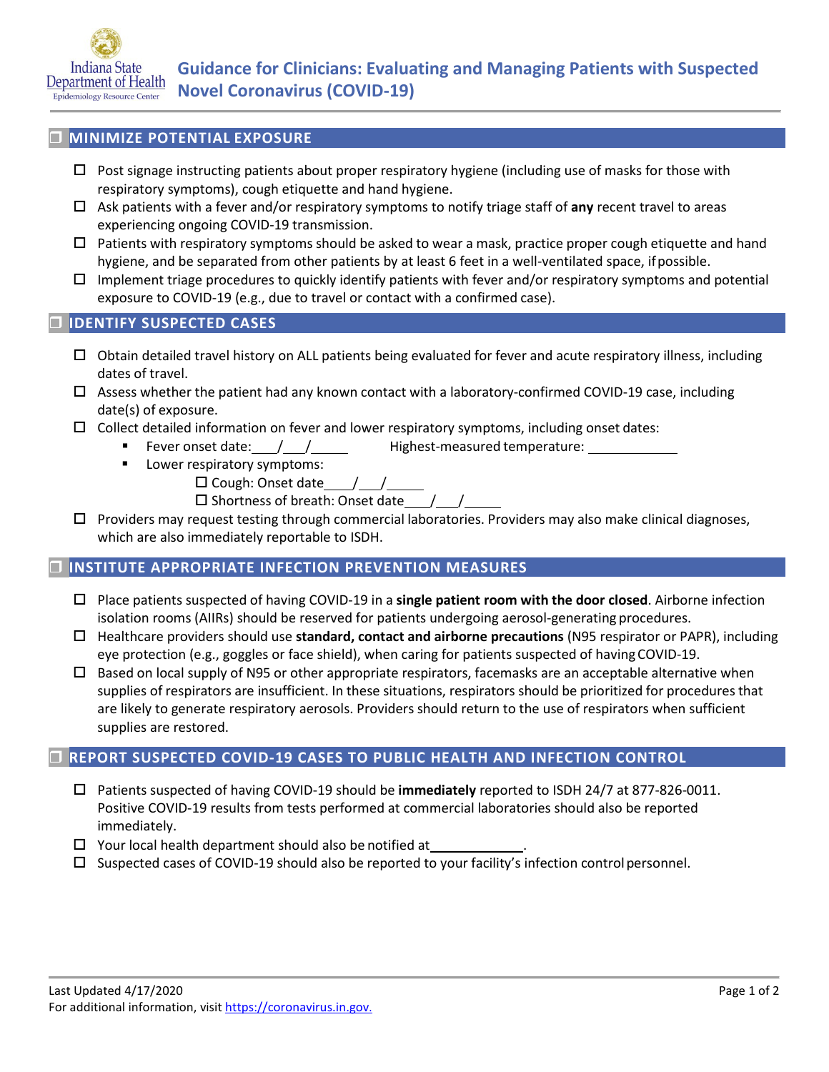Indiana State Department of Health
Epidemiology Resource Center

# Guidance for Clinicians: Evaluating and Managing Patients with Suspected Novel Coronavirus (COVID-19)

## ☐ MINIMIZE POTENTIAL EXPOSURE

- ☐ Post signage instructing patients about proper respiratory hygiene (including use of masks for those with respiratory symptoms), cough etiquette and hand hygiene.
- ☐ Ask patients with a fever and/or respiratory symptoms to notify triage staff of **any** recent travel to areas experiencing ongoing COVID-19 transmission.
- ☐ Patients with respiratory symptoms should be asked to wear a mask, practice proper cough etiquette and hand hygiene, and be separated from other patients by at least 6 feet in a well-ventilated space, if possible.
- ☐ Implement triage procedures to quickly identify patients with fever and/or respiratory symptoms and potential exposure to COVID-19 (e.g., due to travel or contact with a confirmed case).

## ☐ IDENTIFY SUSPECTED CASES

- ☐ Obtain detailed travel history on ALL patients being evaluated for fever and acute respiratory illness, including dates of travel.
- ☐ Assess whether the patient had any known contact with a laboratory-confirmed COVID-19 case, including date(s) of exposure.
- ☐ Collect detailed information on fever and lower respiratory symptoms, including onset dates:
  - Fever onset date:\_\_\_/\_\_\_/\_\_\_\_\_ Highest-measured temperature: \_\_\_\_\_\_\_\_\_\_\_\_
  - Lower respiratory symptoms:
    - ☐ Cough: Onset date\_\_\_/\_\_\_/\_\_\_\_\_
    - ☐ Shortness of breath: Onset date\_\_\_/\_\_\_/\_\_\_\_\_
- ☐ Providers may request testing through commercial laboratories. Providers may also make clinical diagnoses, which are also immediately reportable to ISDH.

## ☐ INSTITUTE APPROPRIATE INFECTION PREVENTION MEASURES

- ☐ Place patients suspected of having COVID-19 in a **single patient room with the door closed**. Airborne infection isolation rooms (AIIRs) should be reserved for patients undergoing aerosol-generating procedures.
- ☐ Healthcare providers should use **standard, contact and airborne precautions** (N95 respirator or PAPR), including eye protection (e.g., goggles or face shield), when caring for patients suspected of having COVID-19.
- ☐ Based on local supply of N95 or other appropriate respirators, facemasks are an acceptable alternative when supplies of respirators are insufficient. In these situations, respirators should be prioritized for procedures that are likely to generate respiratory aerosols. Providers should return to the use of respirators when sufficient supplies are restored.

## ☐ REPORT SUSPECTED COVID-19 CASES TO PUBLIC HEALTH AND INFECTION CONTROL

- ☐ Patients suspected of having COVID-19 should be **immediately** reported to ISDH 24/7 at 877-826-0011. Positive COVID-19 results from tests performed at commercial laboratories should also be reported immediately.
- ☐ Your local health department should also be notified at\_\_\_\_\_\_\_\_\_\_\_\_\_.
- ☐ Suspected cases of COVID-19 should also be reported to your facility's infection control personnel.

Last Updated 4/17/2020
For additional information, visit https://coronavirus.in.gov.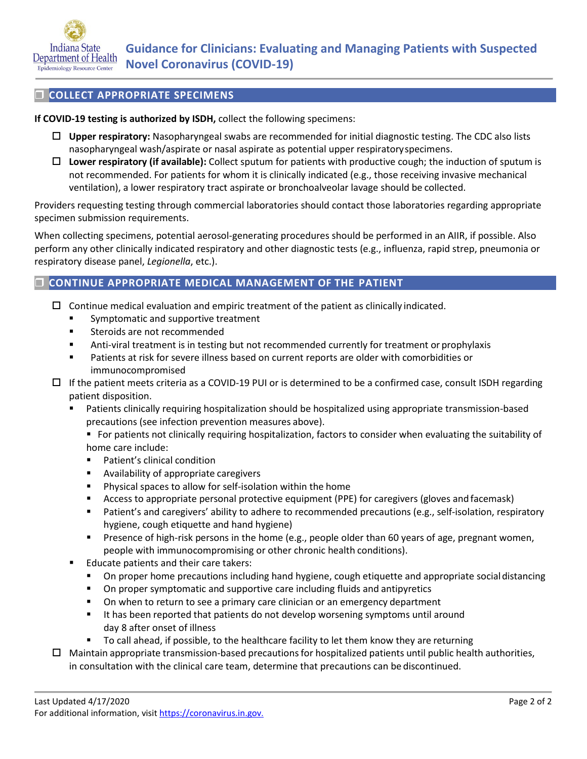## ☐ COLLECT APPROPRIATE SPECIMENS

**If COVID-19 testing is authorized by ISDH,** collect the following specimens:

- ☐ **Upper respiratory:** Nasopharyngeal swabs are recommended for initial diagnostic testing. The CDC also lists nasopharyngeal wash/aspirate or nasal aspirate as potential upper respiratory specimens.
- ☐ **Lower respiratory (if available):** Collect sputum for patients with productive cough; the induction of sputum is not recommended. For patients for whom it is clinically indicated (e.g., those receiving invasive mechanical ventilation), a lower respiratory tract aspirate or bronchoalveolar lavage should be collected.

Providers requesting testing through commercial laboratories should contact those laboratories regarding appropriate specimen submission requirements.

When collecting specimens, potential aerosol-generating procedures should be performed in an AIIR, if possible. Also perform any other clinically indicated respiratory and other diagnostic tests (e.g., influenza, rapid strep, pneumonia or respiratory disease panel, *Legionella*, etc.).

## ☐ CONTINUE APPROPRIATE MEDICAL MANAGEMENT OF THE PATIENT

- ☐ Continue medical evaluation and empiric treatment of the patient as clinically indicated.
  - Symptomatic and supportive treatment
  - Steroids are not recommended
  - Anti-viral treatment is in testing but not recommended currently for treatment or prophylaxis
  - Patients at risk for severe illness based on current reports are older with comorbidities or immunocompromised
- ☐ If the patient meets criteria as a COVID-19 PUI or is determined to be a confirmed case, consult ISDH regarding patient disposition.
  - Patients clinically requiring hospitalization should be hospitalized using appropriate transmission-based precautions (see infection prevention measures above).
  - For patients not clinically requiring hospitalization, factors to consider when evaluating the suitability of home care include:
    - Patient's clinical condition
    - Availability of appropriate caregivers
    - Physical spaces to allow for self-isolation within the home
    - Access to appropriate personal protective equipment (PPE) for caregivers (gloves and facemask)
    - Patient's and caregivers' ability to adhere to recommended precautions (e.g., self-isolation, respiratory hygiene, cough etiquette and hand hygiene)
    - Presence of high-risk persons in the home (e.g., people older than 60 years of age, pregnant women, people with immunocompromising or other chronic health conditions).
  - Educate patients and their care takers:
    - On proper home precautions including hand hygiene, cough etiquette and appropriate social distancing
    - On proper symptomatic and supportive care including fluids and antipyretics
    - On when to return to see a primary care clinician or an emergency department
    - It has been reported that patients do not develop worsening symptoms until around day 8 after onset of illness
    - To call ahead, if possible, to the healthcare facility to let them know they are returning
- ☐ Maintain appropriate transmission-based precautions for hospitalized patients until public health authorities, in consultation with the clinical care team, determine that precautions can be discontinued.

Last Updated 4/17/2020

For additional information, visit https://coronavirus.in.gov.